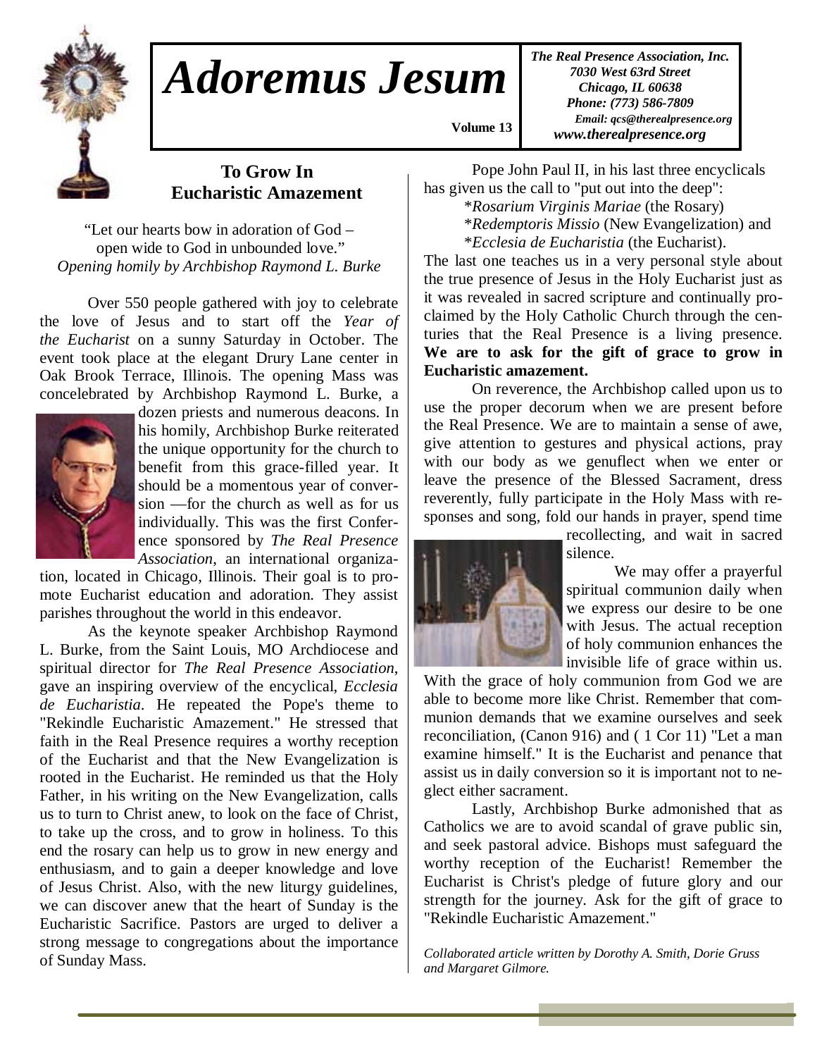# Adoremus Jesum

Volume 13

*The Real Presence Association, Inc.*
*7030 West 63rd Street*
*Chicago, IL 60638*
*Phone: (773) 586-7809*
*Email: qcs@therealpresence.org*
*www.therealpresence.org*

## To Grow In Eucharistic Amazement

"Let our hearts bow in adoration of God – open wide to God in unbounded love."
*Opening homily by Archbishop Raymond L. Burke*

Over 550 people gathered with joy to celebrate the love of Jesus and to start off the *Year of the Eucharist* on a sunny Saturday in October. The event took place at the elegant Drury Lane center in Oak Brook Terrace, Illinois. The opening Mass was concelebrated by Archbishop Raymond L. Burke, a dozen priests and numerous deacons. In his homily, Archbishop Burke reiterated the unique opportunity for the church to benefit from this grace-filled year. It should be a momentous year of conversion —for the church as well as for us individually. This was the first Conference sponsored by *The Real Presence Association*, an international organization, located in Chicago, Illinois. Their goal is to promote Eucharist education and adoration. They assist parishes throughout the world in this endeavor.

As the keynote speaker Archbishop Raymond L. Burke, from the Saint Louis, MO Archdiocese and spiritual director for *The Real Presence Association*, gave an inspiring overview of the encyclical, *Ecclesia de Eucharistia*. He repeated the Pope's theme to "Rekindle Eucharistic Amazement." He stressed that faith in the Real Presence requires a worthy reception of the Eucharist and that the New Evangelization is rooted in the Eucharist. He reminded us that the Holy Father, in his writing on the New Evangelization, calls us to turn to Christ anew, to look on the face of Christ, to take up the cross, and to grow in holiness. To this end the rosary can help us to grow in new energy and enthusiasm, and to gain a deeper knowledge and love of Jesus Christ. Also, with the new liturgy guidelines, we can discover anew that the heart of Sunday is the Eucharistic Sacrifice. Pastors are urged to deliver a strong message to congregations about the importance of Sunday Mass.

Pope John Paul II, in his last three encyclicals has given us the call to "put out into the deep":

*\*Rosarium Virginis Mariae* (the Rosary)
*\*Redemptoris Missio* (New Evangelization) and
*\*Ecclesia de Eucharistia* (the Eucharist).

The last one teaches us in a very personal style about the true presence of Jesus in the Holy Eucharist just as it was revealed in sacred scripture and continually proclaimed by the Holy Catholic Church through the centuries that the Real Presence is a living presence. **We are to ask for the gift of grace to grow in Eucharistic amazement.**

On reverence, the Archbishop called upon us to use the proper decorum when we are present before the Real Presence. We are to maintain a sense of awe, give attention to gestures and physical actions, pray with our body as we genuflect when we enter or leave the presence of the Blessed Sacrament, dress reverently, fully participate in the Holy Mass with responses and song, fold our hands in prayer, spend time recollecting, and wait in sacred silence.

We may offer a prayerful spiritual communion daily when we express our desire to be one with Jesus. The actual reception of holy communion enhances the invisible life of grace within us. With the grace of holy communion from God we are able to become more like Christ. Remember that communion demands that we examine ourselves and seek reconciliation, (Canon 916) and ( 1 Cor 11) "Let a man examine himself." It is the Eucharist and penance that assist us in daily conversion so it is important not to neglect either sacrament.

Lastly, Archbishop Burke admonished that as Catholics we are to avoid scandal of grave public sin, and seek pastoral advice. Bishops must safeguard the worthy reception of the Eucharist! Remember the Eucharist is Christ's pledge of future glory and our strength for the journey. Ask for the gift of grace to "Rekindle Eucharistic Amazement."

*Collaborated article written by Dorothy A. Smith, Dorie Gruss and Margaret Gilmore.*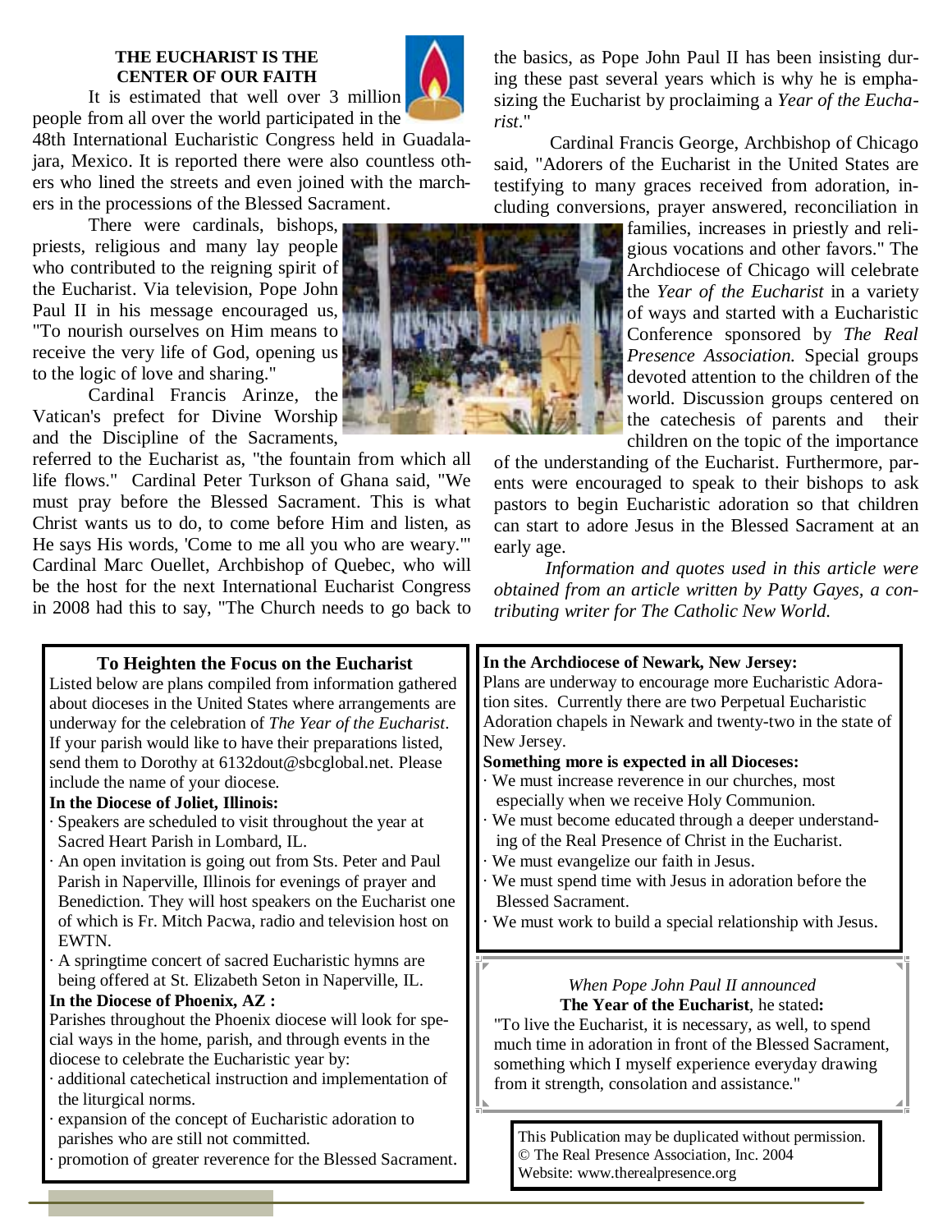## THE EUCHARIST IS THE CENTER OF OUR FAITH

It is estimated that well over 3 million people from all over the world participated in the 48th International Eucharistic Congress held in Guadalajara, Mexico. It is reported there were also countless others who lined the streets and even joined with the marchers in the processions of the Blessed Sacrament.

There were cardinals, bishops, priests, religious and many lay people who contributed to the reigning spirit of the Eucharist. Via television, Pope John Paul II in his message encouraged us, "To nourish ourselves on Him means to receive the very life of God, opening us to the logic of love and sharing."

Cardinal Francis Arinze, the Vatican's prefect for Divine Worship and the Discipline of the Sacraments, referred to the Eucharist as, "the fountain from which all life flows." Cardinal Peter Turkson of Ghana said, "We must pray before the Blessed Sacrament. This is what Christ wants us to do, to come before Him and listen, as He says His words, 'Come to me all you who are weary.'" Cardinal Marc Ouellet, Archbishop of Quebec, who will be the host for the next International Eucharist Congress in 2008 had this to say, "The Church needs to go back to the basics, as Pope John Paul II has been insisting during these past several years which is why he is emphasizing the Eucharist by proclaiming a *Year of the Eucharist*."

Cardinal Francis George, Archbishop of Chicago said, "Adorers of the Eucharist in the United States are testifying to many graces received from adoration, including conversions, prayer answered, reconciliation in families, increases in priestly and religious vocations and other favors." The Archdiocese of Chicago will celebrate the *Year of the Eucharist* in a variety of ways and started with a Eucharistic Conference sponsored by *The Real Presence Association.* Special groups devoted attention to the children of the world. Discussion groups centered on the catechesis of parents and their children on the topic of the importance of the understanding of the Eucharist. Furthermore, parents were encouraged to speak to their bishops to ask pastors to begin Eucharistic adoration so that children can start to adore Jesus in the Blessed Sacrament at an early age.

*Information and quotes used in this article were obtained from an article written by Patty Gayes, a contributing writer for The Catholic New World.*

### To Heighten the Focus on the Eucharist

Listed below are plans compiled from information gathered about dioceses in the United States where arrangements are underway for the celebration of *The Year of the Eucharist*. If your parish would like to have their preparations listed, send them to Dorothy at 6132dout@sbcglobal.net. Please include the name of your diocese.

**In the Diocese of Joliet, Illinois:**

- Speakers are scheduled to visit throughout the year at Sacred Heart Parish in Lombard, IL.
- An open invitation is going out from Sts. Peter and Paul Parish in Naperville, Illinois for evenings of prayer and Benediction. They will host speakers on the Eucharist one of which is Fr. Mitch Pacwa, radio and television host on EWTN.
- A springtime concert of sacred Eucharistic hymns are being offered at St. Elizabeth Seton in Naperville, IL.

**In the Diocese of Phoenix, AZ :**

Parishes throughout the Phoenix diocese will look for special ways in the home, parish, and through events in the diocese to celebrate the Eucharistic year by:

- additional catechetical instruction and implementation of the liturgical norms.
- expansion of the concept of Eucharistic adoration to parishes who are still not committed.
- promotion of greater reverence for the Blessed Sacrament.

**In the Archdiocese of Newark, New Jersey:**

Plans are underway to encourage more Eucharistic Adoration sites. Currently there are two Perpetual Eucharistic Adoration chapels in Newark and twenty-two in the state of New Jersey.

**Something more is expected in all Dioceses:**

- We must increase reverence in our churches, most especially when we receive Holy Communion.
- We must become educated through a deeper understanding of the Real Presence of Christ in the Eucharist.
- We must evangelize our faith in Jesus.
- We must spend time with Jesus in adoration before the Blessed Sacrament.
- We must work to build a special relationship with Jesus.

*When Pope John Paul II announced* **The Year of the Eucharist**, he stated**:**

"To live the Eucharist, it is necessary, as well, to spend much time in adoration in front of the Blessed Sacrament, something which I myself experience everyday drawing from it strength, consolation and assistance."

This Publication may be duplicated without permission.
© The Real Presence Association, Inc. 2004
Website: www.therealpresence.org